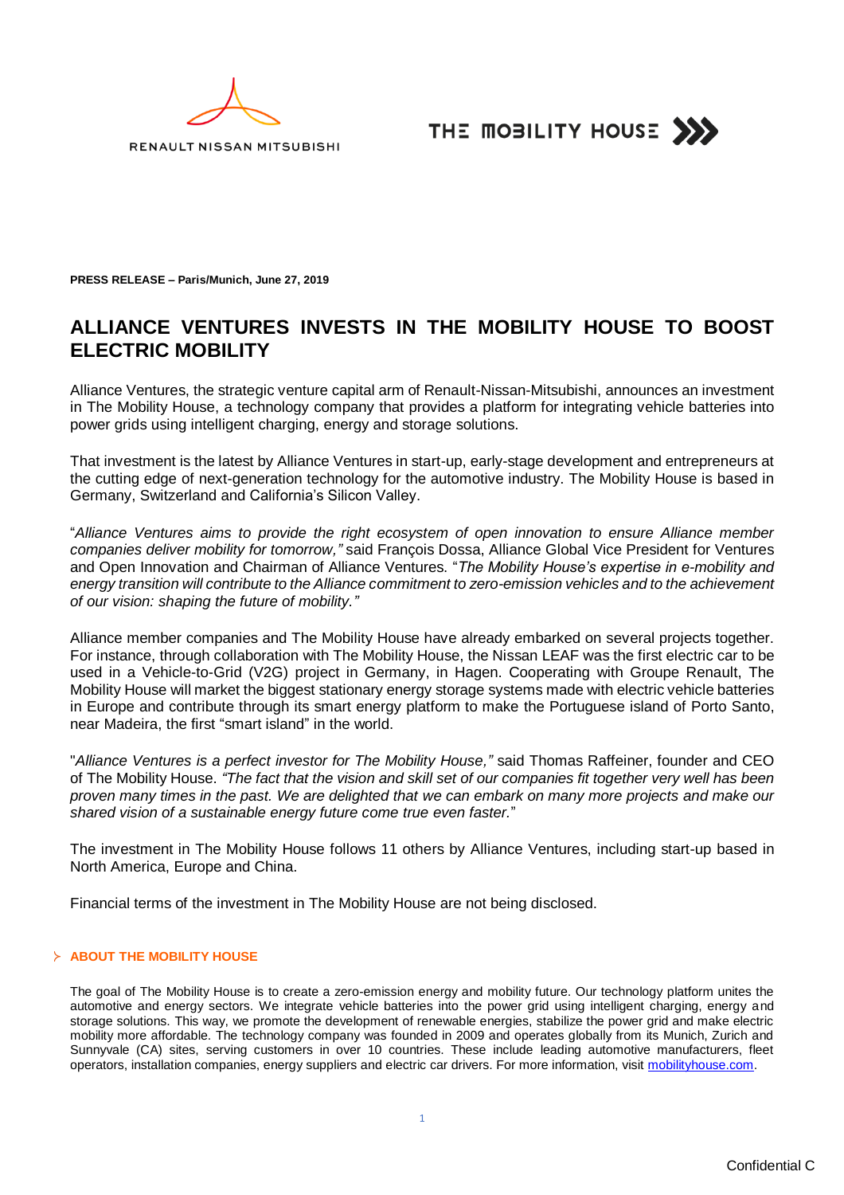RENAULT NISSAN MITSUBISHI

THE MOBILITY HOUSE

**PRESS RELEASE – Paris/Munich, June 27, 2019**

# ALLIANCE VENTURES INVESTS IN THE MOBILITY HOUSE TO BOOST ELECTRIC MOBILITY

Alliance Ventures, the strategic venture capital arm of Renault-Nissan-Mitsubishi, announces an investment in The Mobility House, a technology company that provides a platform for integrating vehicle batteries into power grids using intelligent charging, energy and storage solutions.

That investment is the latest by Alliance Ventures in start-up, early-stage development and entrepreneurs at the cutting edge of next-generation technology for the automotive industry. The Mobility House is based in Germany, Switzerland and California's Silicon Valley.

"*Alliance Ventures aims to provide the right ecosystem of open innovation to ensure Alliance member companies deliver mobility for tomorrow,"* said François Dossa, Alliance Global Vice President for Ventures and Open Innovation and Chairman of Alliance Ventures. "*The Mobility House's expertise in e-mobility and energy transition will contribute to the Alliance commitment to zero-emission vehicles and to the achievement of our vision: shaping the future of mobility."*

Alliance member companies and The Mobility House have already embarked on several projects together. For instance, through collaboration with The Mobility House, the Nissan LEAF was the first electric car to be used in a Vehicle-to-Grid (V2G) project in Germany, in Hagen. Cooperating with Groupe Renault, The Mobility House will market the biggest stationary energy storage systems made with electric vehicle batteries in Europe and contribute through its smart energy platform to make the Portuguese island of Porto Santo, near Madeira, the first "smart island" in the world.

"*Alliance Ventures is a perfect investor for The Mobility House,"* said Thomas Raffeiner, founder and CEO of The Mobility House. *"The fact that the vision and skill set of our companies fit together very well has been proven many times in the past. We are delighted that we can embark on many more projects and make our shared vision of a sustainable energy future come true even faster.*"

The investment in The Mobility House follows 11 others by Alliance Ventures, including start-up based in North America, Europe and China.

Financial terms of the investment in The Mobility House are not being disclosed.

### ABOUT THE MOBILITY HOUSE

The goal of The Mobility House is to create a zero-emission energy and mobility future. Our technology platform unites the automotive and energy sectors. We integrate vehicle batteries into the power grid using intelligent charging, energy and storage solutions. This way, we promote the development of renewable energies, stabilize the power grid and make electric mobility more affordable. The technology company was founded in 2009 and operates globally from its Munich, Zurich and Sunnyvale (CA) sites, serving customers in over 10 countries. These include leading automotive manufacturers, fleet operators, installation companies, energy suppliers and electric car drivers. For more information, visit mobilityhouse.com.

Confidential C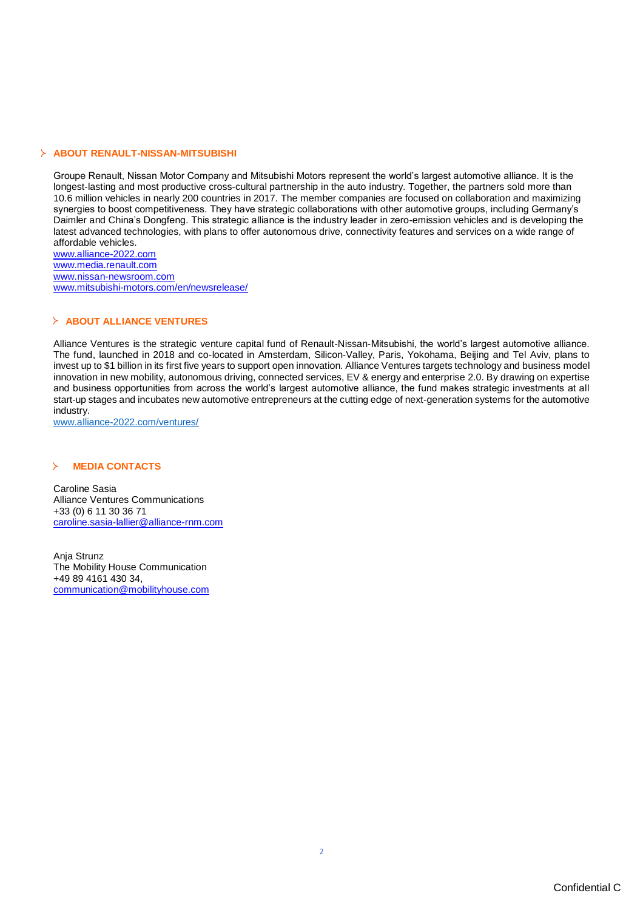## ABOUT RENAULT-NISSAN-MITSUBISHI

Groupe Renault, Nissan Motor Company and Mitsubishi Motors represent the world's largest automotive alliance. It is the longest-lasting and most productive cross-cultural partnership in the auto industry. Together, the partners sold more than 10.6 million vehicles in nearly 200 countries in 2017. The member companies are focused on collaboration and maximizing synergies to boost competitiveness. They have strategic collaborations with other automotive groups, including Germany's Daimler and China's Dongfeng. This strategic alliance is the industry leader in zero-emission vehicles and is developing the latest advanced technologies, with plans to offer autonomous drive, connectivity features and services on a wide range of affordable vehicles.
www.alliance-2022.com
www.media.renault.com
www.nissan-newsroom.com
www.mitsubishi-motors.com/en/newsrelease/

## ABOUT ALLIANCE VENTURES

Alliance Ventures is the strategic venture capital fund of Renault-Nissan-Mitsubishi, the world's largest automotive alliance. The fund, launched in 2018 and co-located in Amsterdam, Silicon-Valley, Paris, Yokohama, Beijing and Tel Aviv, plans to invest up to $1 billion in its first five years to support open innovation. Alliance Ventures targets technology and business model innovation in new mobility, autonomous driving, connected services, EV & energy and enterprise 2.0. By drawing on expertise and business opportunities from across the world's largest automotive alliance, the fund makes strategic investments at all start-up stages and incubates new automotive entrepreneurs at the cutting edge of next-generation systems for the automotive industry.
www.alliance-2022.com/ventures/

## MEDIA CONTACTS

Caroline Sasia
Alliance Ventures Communications
+33 (0) 6 11 30 36 71
caroline.sasia-lallier@alliance-rnm.com

Anja Strunz
The Mobility House Communication
+49 89 4161 430 34,
communication@mobilityhouse.com

Confidential C